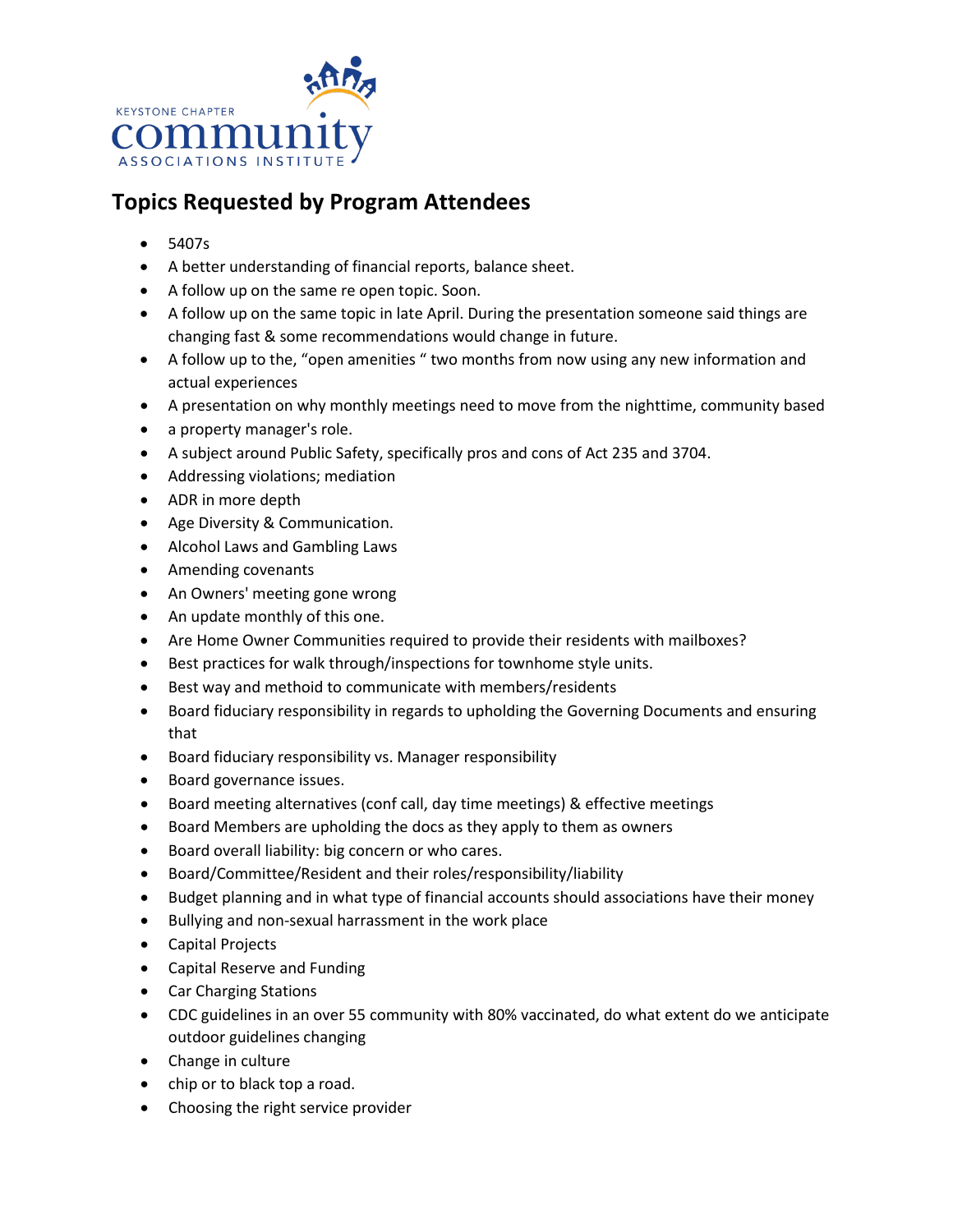KEYSTONE CHAPTER
community
ASSOCIATIONS INSTITUTE

## Topics Requested by Program Attendees

- 5407s
- A better understanding of financial reports, balance sheet.
- A follow up on the same re open topic. Soon.
- A follow up on the same topic in late April. During the presentation someone said things are changing fast & some recommendations would change in future.
- A follow up to the, "open amenities " two months from now using any new information and actual experiences
- A presentation on why monthly meetings need to move from the nighttime, community based
- a property manager's role.
- A subject around Public Safety, specifically pros and cons of Act 235 and 3704.
- Addressing violations; mediation
- ADR in more depth
- Age Diversity & Communication.
- Alcohol Laws and Gambling Laws
- Amending covenants
- An Owners' meeting gone wrong
- An update monthly of this one.
- Are Home Owner Communities required to provide their residents with mailboxes?
- Best practices for walk through/inspections for townhome style units.
- Best way and methoid to communicate with members/residents
- Board fiduciary responsibility in regards to upholding the Governing Documents and ensuring that
- Board fiduciary responsibility vs. Manager responsibility
- Board governance issues.
- Board meeting alternatives (conf call, day time meetings) & effective meetings
- Board Members are upholding the docs as they apply to them as owners
- Board overall liability: big concern or who cares.
- Board/Committee/Resident and their roles/responsibility/liability
- Budget planning and in what type of financial accounts should associations have their money
- Bullying and non-sexual harrassment in the work place
- Capital Projects
- Capital Reserve and Funding
- Car Charging Stations
- CDC guidelines in an over 55 community with 80% vaccinated, do what extent do we anticipate outdoor guidelines changing
- Change in culture
- chip or to black top a road.
- Choosing the right service provider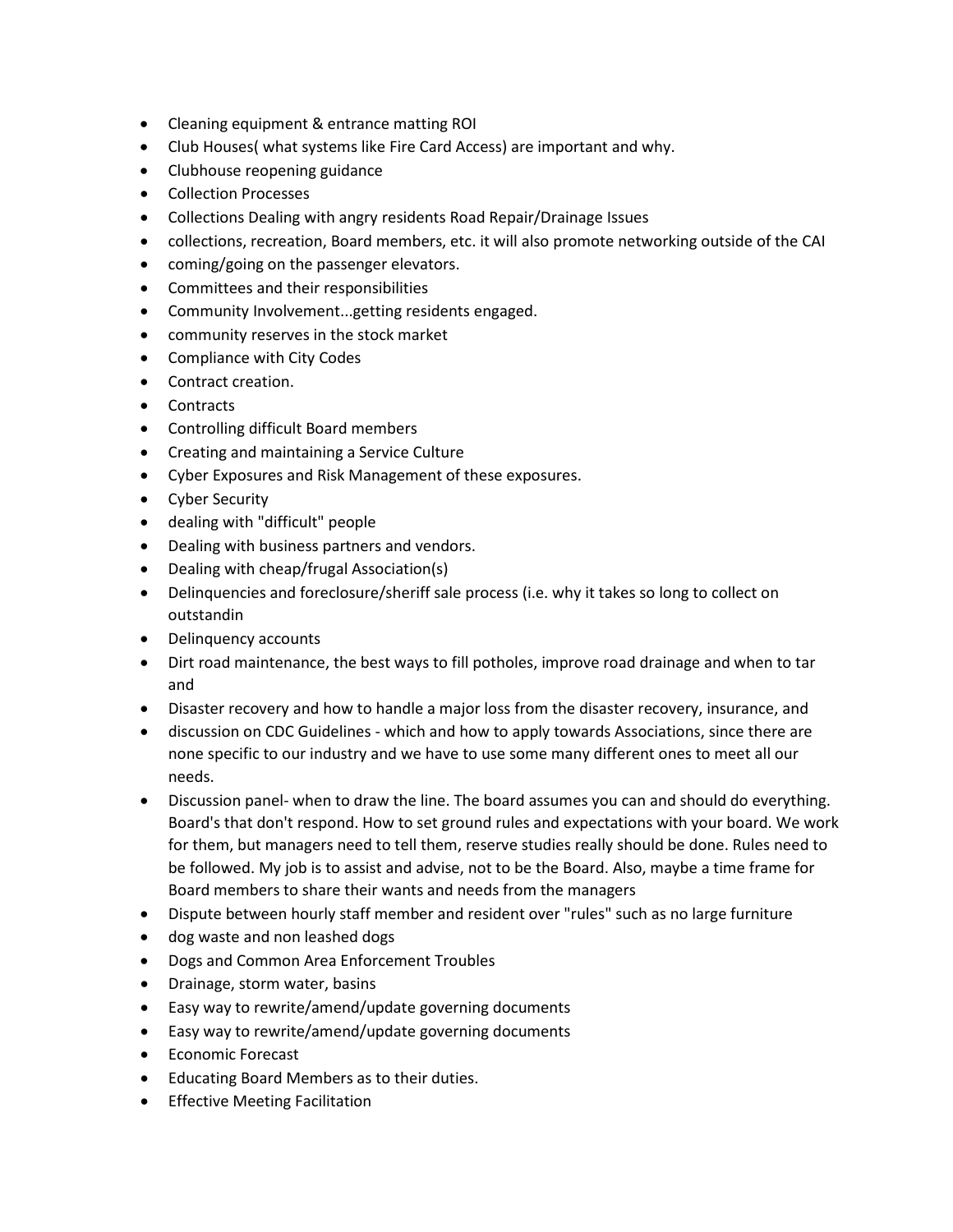- Cleaning equipment & entrance matting ROI
- Club Houses( what systems like Fire Card Access) are important and why.
- Clubhouse reopening guidance
- Collection Processes
- Collections Dealing with angry residents Road Repair/Drainage Issues
- collections, recreation, Board members, etc. it will also promote networking outside of the CAI
- coming/going on the passenger elevators.
- Committees and their responsibilities
- Community Involvement...getting residents engaged.
- community reserves in the stock market
- Compliance with City Codes
- Contract creation.
- Contracts
- Controlling difficult Board members
- Creating and maintaining a Service Culture
- Cyber Exposures and Risk Management of these exposures.
- Cyber Security
- dealing with "difficult" people
- Dealing with business partners and vendors.
- Dealing with cheap/frugal Association(s)
- Delinquencies and foreclosure/sheriff sale process (i.e. why it takes so long to collect on outstandin
- Delinquency accounts
- Dirt road maintenance, the best ways to fill potholes, improve road drainage and when to tar and
- Disaster recovery and how to handle a major loss from the disaster recovery, insurance, and
- discussion on CDC Guidelines - which and how to apply towards Associations, since there are none specific to our industry and we have to use some many different ones to meet all our needs.
- Discussion panel- when to draw the line. The board assumes you can and should do everything. Board's that don't respond. How to set ground rules and expectations with your board. We work for them, but managers need to tell them, reserve studies really should be done. Rules need to be followed. My job is to assist and advise, not to be the Board. Also, maybe a time frame for Board members to share their wants and needs from the managers
- Dispute between hourly staff member and resident over "rules" such as no large furniture
- dog waste and non leashed dogs
- Dogs and Common Area Enforcement Troubles
- Drainage, storm water, basins
- Easy way to rewrite/amend/update governing documents
- Easy way to rewrite/amend/update governing documents
- Economic Forecast
- Educating Board Members as to their duties.
- Effective Meeting Facilitation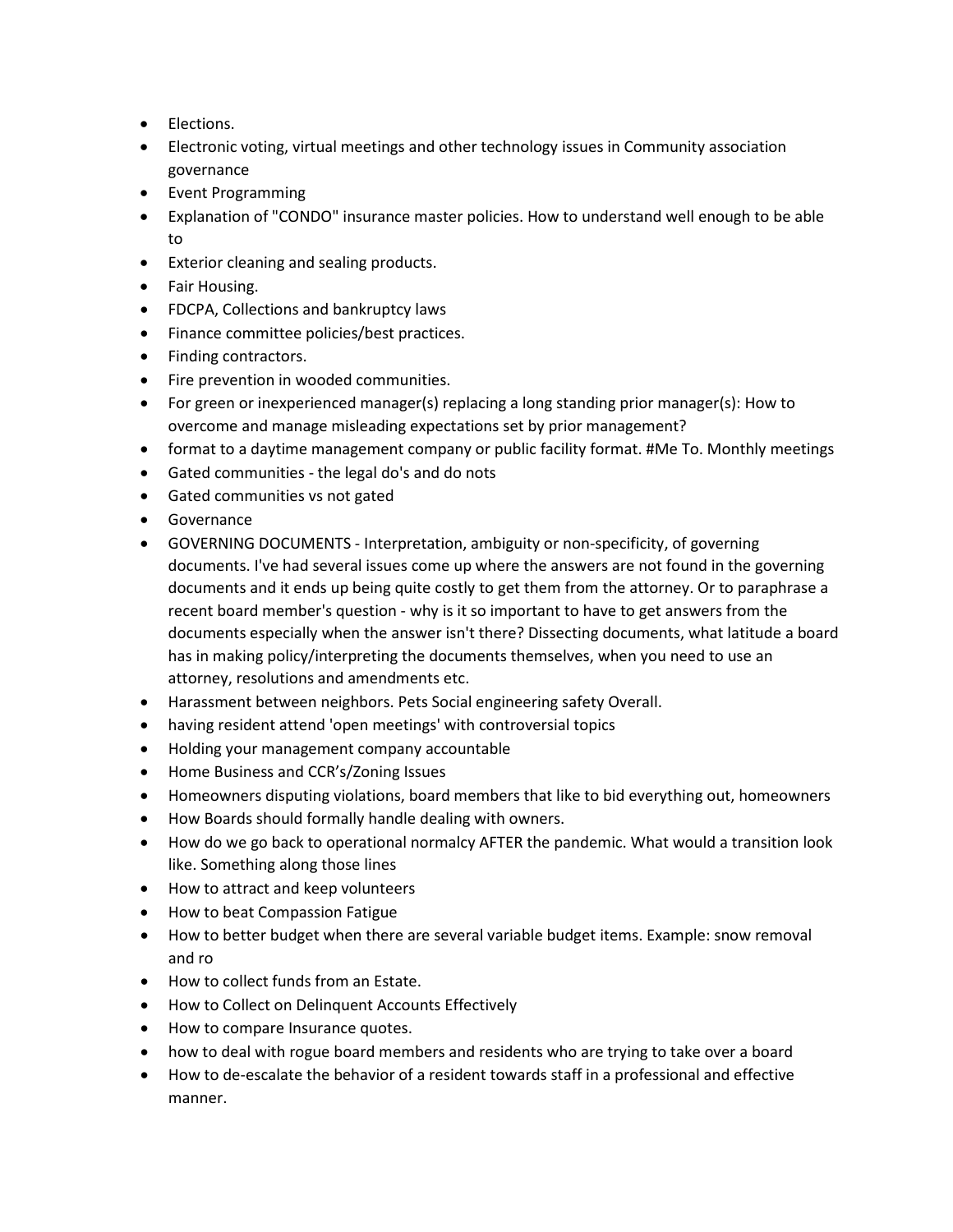- Elections.
- Electronic voting, virtual meetings and other technology issues in Community association governance
- Event Programming
- Explanation of "CONDO" insurance master policies. How to understand well enough to be able to
- Exterior cleaning and sealing products.
- Fair Housing.
- FDCPA, Collections and bankruptcy laws
- Finance committee policies/best practices.
- Finding contractors.
- Fire prevention in wooded communities.
- For green or inexperienced manager(s) replacing a long standing prior manager(s): How to overcome and manage misleading expectations set by prior management?
- format to a daytime management company or public facility format. #Me To. Monthly meetings
- Gated communities - the legal do's and do nots
- Gated communities vs not gated
- Governance
- GOVERNING DOCUMENTS - Interpretation, ambiguity or non-specificity, of governing documents. I've had several issues come up where the answers are not found in the governing documents and it ends up being quite costly to get them from the attorney. Or to paraphrase a recent board member's question - why is it so important to have to get answers from the documents especially when the answer isn't there? Dissecting documents, what latitude a board has in making policy/interpreting the documents themselves, when you need to use an attorney, resolutions and amendments etc.
- Harassment between neighbors. Pets Social engineering safety Overall.
- having resident attend 'open meetings' with controversial topics
- Holding your management company accountable
- Home Business and CCR's/Zoning Issues
- Homeowners disputing violations, board members that like to bid everything out, homeowners
- How Boards should formally handle dealing with owners.
- How do we go back to operational normalcy AFTER the pandemic. What would a transition look like. Something along those lines
- How to attract and keep volunteers
- How to beat Compassion Fatigue
- How to better budget when there are several variable budget items. Example: snow removal and ro
- How to collect funds from an Estate.
- How to Collect on Delinquent Accounts Effectively
- How to compare Insurance quotes.
- how to deal with rogue board members and residents who are trying to take over a board
- How to de-escalate the behavior of a resident towards staff in a professional and effective manner.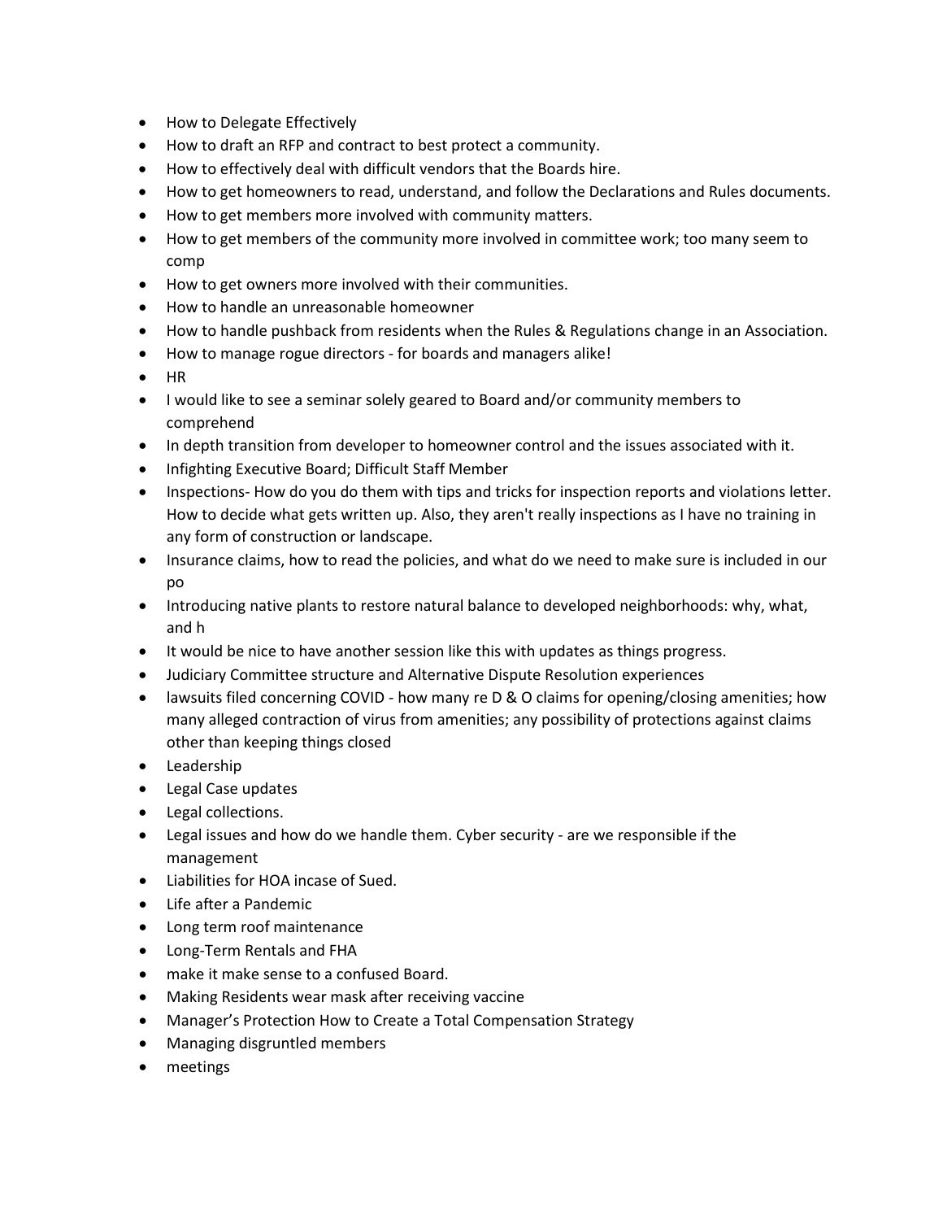- How to Delegate Effectively
- How to draft an RFP and contract to best protect a community.
- How to effectively deal with difficult vendors that the Boards hire.
- How to get homeowners to read, understand, and follow the Declarations and Rules documents.
- How to get members more involved with community matters.
- How to get members of the community more involved in committee work; too many seem to comp
- How to get owners more involved with their communities.
- How to handle an unreasonable homeowner
- How to handle pushback from residents when the Rules & Regulations change in an Association.
- How to manage rogue directors - for boards and managers alike!
- HR
- I would like to see a seminar solely geared to Board and/or community members to comprehend
- In depth transition from developer to homeowner control and the issues associated with it.
- Infighting Executive Board; Difficult Staff Member
- Inspections- How do you do them with tips and tricks for inspection reports and violations letter. How to decide what gets written up. Also, they aren't really inspections as I have no training in any form of construction or landscape.
- Insurance claims, how to read the policies, and what do we need to make sure is included in our po
- Introducing native plants to restore natural balance to developed neighborhoods: why, what, and h
- It would be nice to have another session like this with updates as things progress.
- Judiciary Committee structure and Alternative Dispute Resolution experiences
- lawsuits filed concerning COVID - how many re D & O claims for opening/closing amenities; how many alleged contraction of virus from amenities; any possibility of protections against claims other than keeping things closed
- Leadership
- Legal Case updates
- Legal collections.
- Legal issues and how do we handle them. Cyber security - are we responsible if the management
- Liabilities for HOA incase of Sued.
- Life after a Pandemic
- Long term roof maintenance
- Long-Term Rentals and FHA
- make it make sense to a confused Board.
- Making Residents wear mask after receiving vaccine
- Manager's Protection How to Create a Total Compensation Strategy
- Managing disgruntled members
- meetings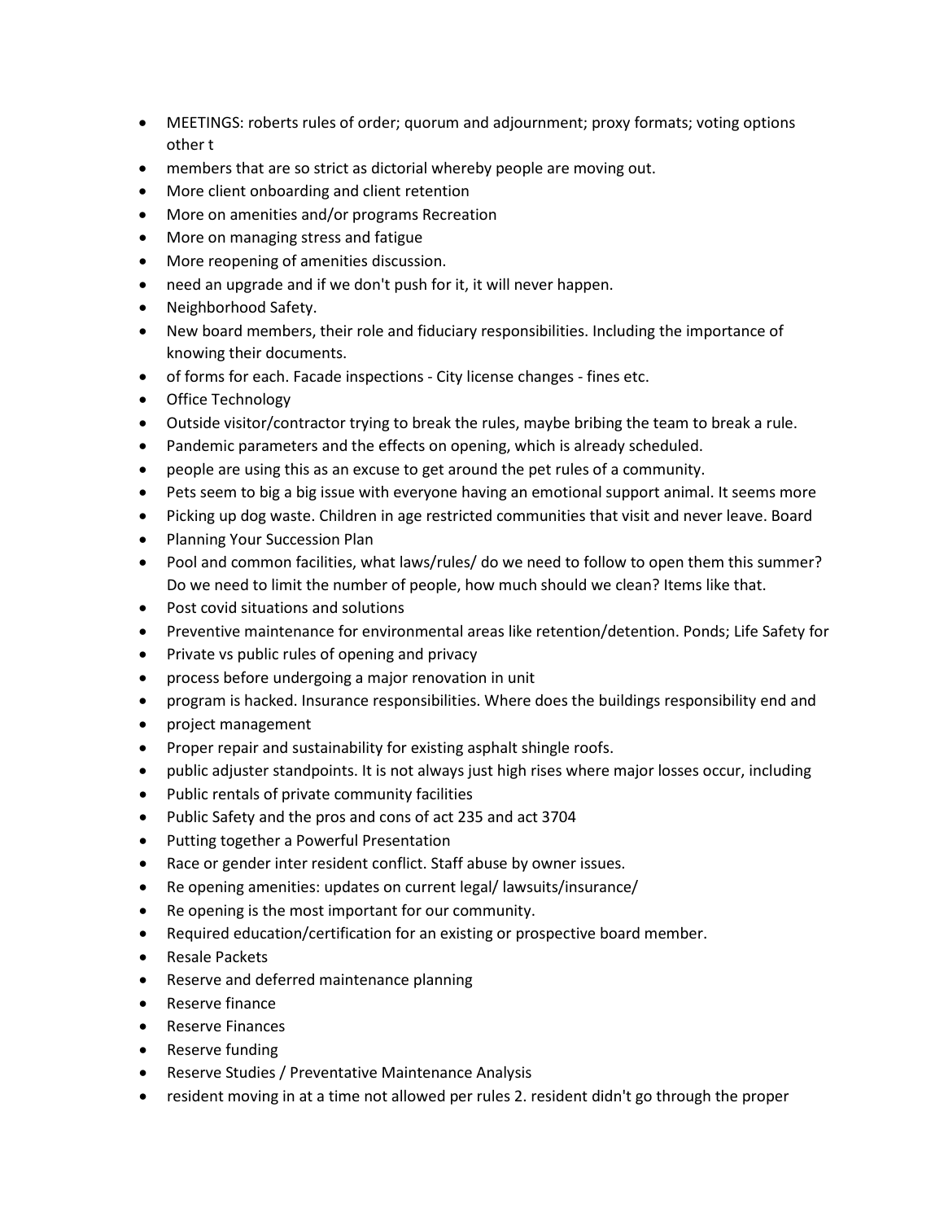- MEETINGS: roberts rules of order; quorum and adjournment; proxy formats; voting options other t
- members that are so strict as dictorial whereby people are moving out.
- More client onboarding and client retention
- More on amenities and/or programs Recreation
- More on managing stress and fatigue
- More reopening of amenities discussion.
- need an upgrade and if we don't push for it, it will never happen.
- Neighborhood Safety.
- New board members, their role and fiduciary responsibilities. Including the importance of knowing their documents.
- of forms for each. Facade inspections - City license changes - fines etc.
- Office Technology
- Outside visitor/contractor trying to break the rules, maybe bribing the team to break a rule.
- Pandemic parameters and the effects on opening, which is already scheduled.
- people are using this as an excuse to get around the pet rules of a community.
- Pets seem to big a big issue with everyone having an emotional support animal. It seems more
- Picking up dog waste. Children in age restricted communities that visit and never leave. Board
- Planning Your Succession Plan
- Pool and common facilities, what laws/rules/ do we need to follow to open them this summer? Do we need to limit the number of people, how much should we clean? Items like that.
- Post covid situations and solutions
- Preventive maintenance for environmental areas like retention/detention. Ponds; Life Safety for
- Private vs public rules of opening and privacy
- process before undergoing a major renovation in unit
- program is hacked. Insurance responsibilities. Where does the buildings responsibility end and
- project management
- Proper repair and sustainability for existing asphalt shingle roofs.
- public adjuster standpoints. It is not always just high rises where major losses occur, including
- Public rentals of private community facilities
- Public Safety and the pros and cons of act 235 and act 3704
- Putting together a Powerful Presentation
- Race or gender inter resident conflict. Staff abuse by owner issues.
- Re opening amenities: updates on current legal/ lawsuits/insurance/
- Re opening is the most important for our community.
- Required education/certification for an existing or prospective board member.
- Resale Packets
- Reserve and deferred maintenance planning
- Reserve finance
- Reserve Finances
- Reserve funding
- Reserve Studies / Preventative Maintenance Analysis
- resident moving in at a time not allowed per rules 2. resident didn't go through the proper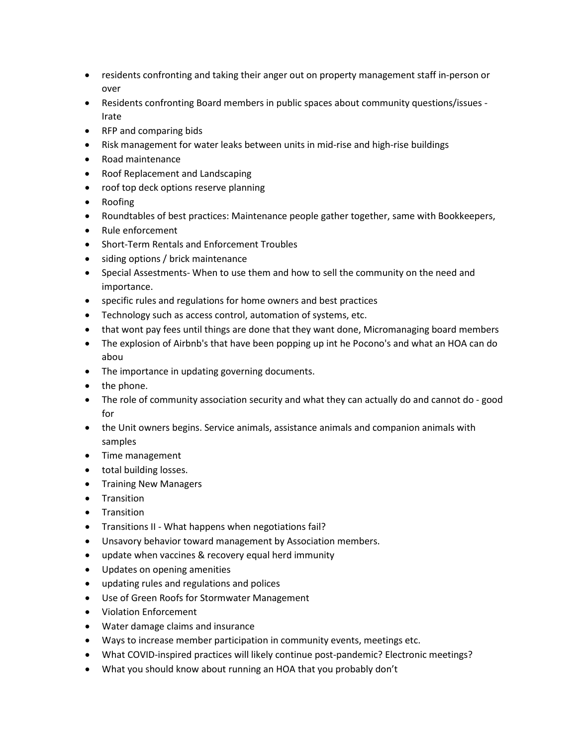- residents confronting and taking their anger out on property management staff in-person or over
- Residents confronting Board members in public spaces about community questions/issues - Irate
- RFP and comparing bids
- Risk management for water leaks between units in mid-rise and high-rise buildings
- Road maintenance
- Roof Replacement and Landscaping
- roof top deck options reserve planning
- Roofing
- Roundtables of best practices: Maintenance people gather together, same with Bookkeepers,
- Rule enforcement
- Short-Term Rentals and Enforcement Troubles
- siding options / brick maintenance
- Special Assessments- When to use them and how to sell the community on the need and importance.
- specific rules and regulations for home owners and best practices
- Technology such as access control, automation of systems, etc.
- that wont pay fees until things are done that they want done, Micromanaging board members
- The explosion of Airbnb's that have been popping up int he Pocono's and what an HOA can do abou
- The importance in updating governing documents.
- the phone.
- The role of community association security and what they can actually do and cannot do - good for
- the Unit owners begins. Service animals, assistance animals and companion animals with samples
- Time management
- total building losses.
- Training New Managers
- Transition
- Transition
- Transitions II - What happens when negotiations fail?
- Unsavory behavior toward management by Association members.
- update when vaccines & recovery equal herd immunity
- Updates on opening amenities
- updating rules and regulations and polices
- Use of Green Roofs for Stormwater Management
- Violation Enforcement
- Water damage claims and insurance
- Ways to increase member participation in community events, meetings etc.
- What COVID-inspired practices will likely continue post-pandemic? Electronic meetings?
- What you should know about running an HOA that you probably don't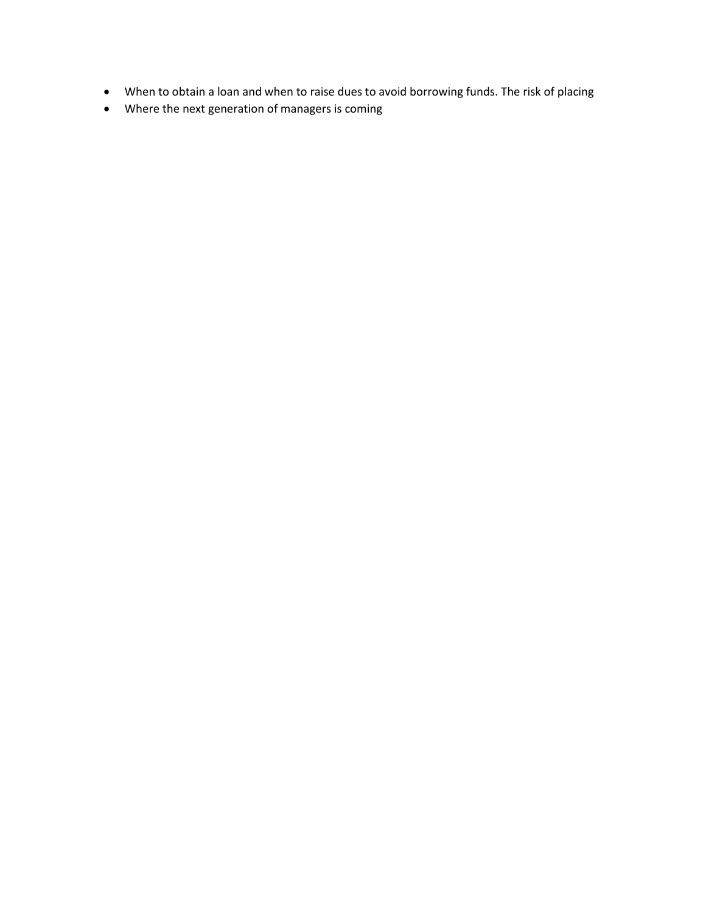- When to obtain a loan and when to raise dues to avoid borrowing funds. The risk of placing
- Where the next generation of managers is coming